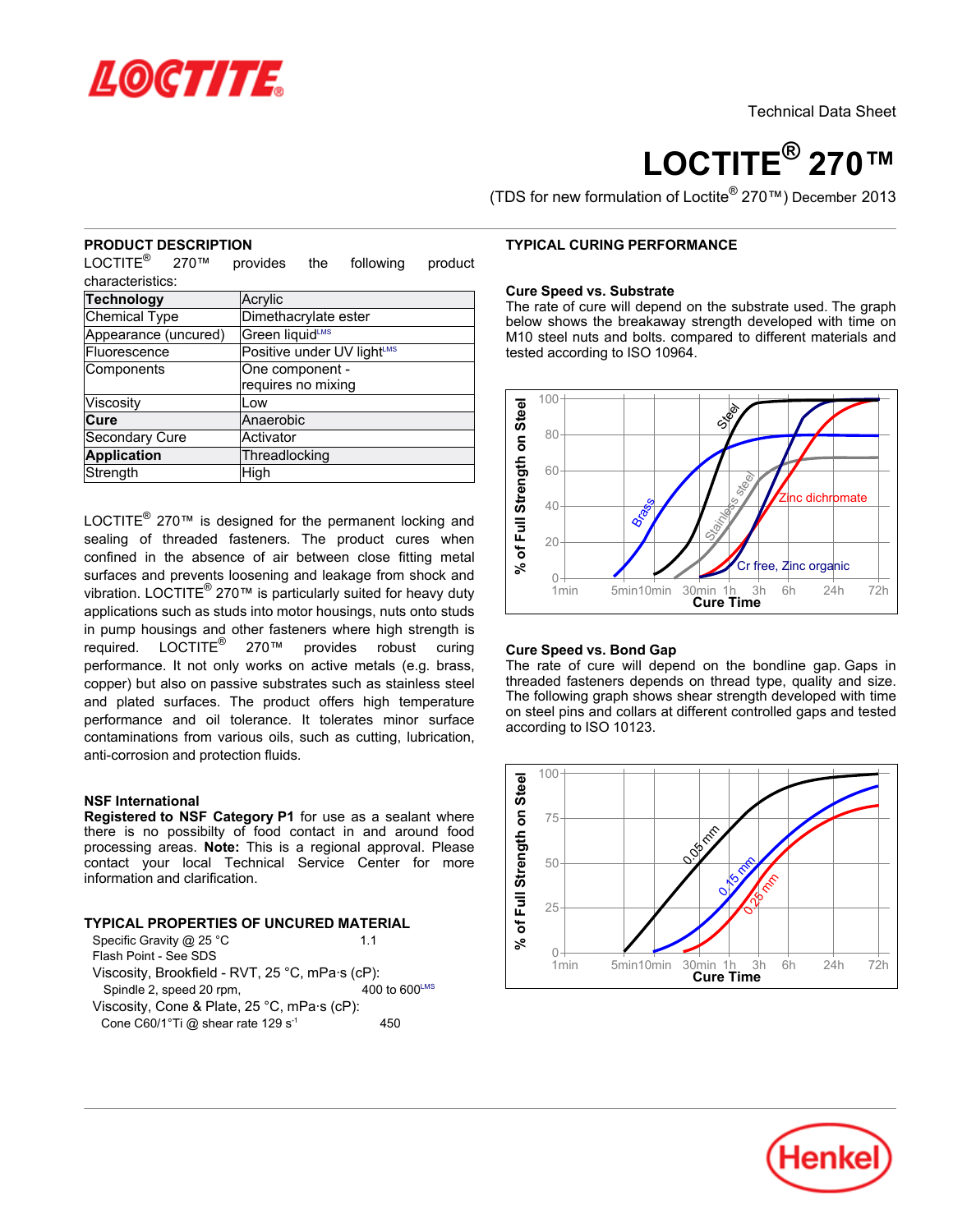Technical Data Sheet

# LOCTITE® 270™

(TDS for new formulation of Loctite® 270™) December 2013

## PRODUCT DESCRIPTION

LOCTITE® 270™ provides the following product characteristics:

| Technology | Acrylic |
|---|---|
| Chemical Type | Dimethacrylate ester |
| Appearance (uncured) | Green liquid[LMS] |
| Fluorescence | Positive under UV light[LMS] |
| Components | One component - requires no mixing |
| Viscosity | Low |
| Cure | Anaerobic |
| Secondary Cure | Activator |
| Application | Threadlocking |
| Strength | High |

LOCTITE® 270™ is designed for the permanent locking and sealing of threaded fasteners. The product cures when confined in the absence of air between close fitting metal surfaces and prevents loosening and leakage from shock and vibration. LOCTITE® 270™ is particularly suited for heavy duty applications such as studs into motor housings, nuts onto studs in pump housings and other fasteners where high strength is required. LOCTITE® 270™ provides robust curing performance. It not only works on active metals (e.g. brass, copper) but also on passive substrates such as stainless steel and plated surfaces. The product offers high temperature performance and oil tolerance. It tolerates minor surface contaminations from various oils, such as cutting, lubrication, anti-corrosion and protection fluids.

### NSF International

**Registered to NSF Category P1** for use as a sealant where there is no possibilty of food contact in and around food processing areas. **Note:** This is a regional approval. Please contact your local Technical Service Center for more information and clarification.

## TYPICAL PROPERTIES OF UNCURED MATERIAL

Specific Gravity @ 25 °C 1.1

Flash Point - See SDS

Viscosity, Brookfield - RVT, 25 °C, mPa·s (cP):

Spindle 2, speed 20 rpm, 400 to 600[LMS]

Viscosity, Cone & Plate, 25 °C, mPa·s (cP):

Cone C60/1°Ti @ shear rate 129 $s^{-1}$ 450

## TYPICAL CURING PERFORMANCE

### Cure Speed vs. Substrate

The rate of cure will depend on the substrate used. The graph below shows the breakaway strength developed with time on M10 steel nuts and bolts. compared to different materials and tested according to ISO 10964.

### Cure Speed vs. Bond Gap

The rate of cure will depend on the bondline gap. Gaps in threaded fasteners depends on thread type, quality and size. The following graph shows shear strength developed with time on steel pins and collars at different controlled gaps and tested according to ISO 10123.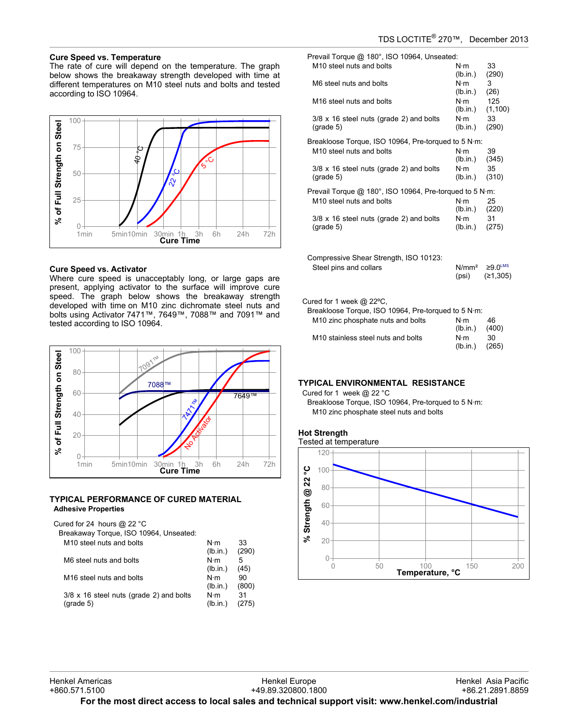## Cure Speed vs. Temperature

The rate of cure will depend on the temperature. The graph below shows the breakaway strength developed with time at different temperatures on M10 steel nuts and bolts and tested according to ISO 10964.

## Cure Speed vs. Activator

Where cure speed is unacceptably long, or large gaps are present, applying activator to the surface will improve cure speed. The graph below shows the breakaway strength developed with time on M10 zinc dichromate steel nuts and bolts using Activator 7471™, 7649™, 7088™ and 7091™ and tested according to ISO 10964.

## TYPICAL PERFORMANCE OF CURED MATERIAL

### Adhesive Properties

Cured for 24 hours @ 22 °C

Breakaway Torque, ISO 10964, Unseated:

| | | |
|---|---|---|
| M10 steel nuts and bolts | N·m (lb.in.) | 33 (290) |
| M6 steel nuts and bolts | N·m (lb.in.) | 5 (45) |
| M16 steel nuts and bolts | N·m (lb.in.) | 90 (800) |
| 3/8 x 16 steel nuts (grade 2) and bolts (grade 5) | N·m (lb.in.) | 31 (275) |

Prevail Torque @ 180°, ISO 10964, Unseated:

| | | |
|---|---|---|
| M10 steel nuts and bolts | N·m (lb.in.) | 33 (290) |
| M6 steel nuts and bolts | N·m (lb.in.) | 3 (26) |
| M16 steel nuts and bolts | N·m (lb.in.) | 125 (1,100) |
| 3/8 x 16 steel nuts (grade 2) and bolts (grade 5) | N·m (lb.in.) | 33 (290) |

Breakloose Torque, ISO 10964, Pre-torqued to 5 N·m:

| | | |
|---|---|---|
| M10 steel nuts and bolts | N·m (lb.in.) | 39 (345) |
| 3/8 x 16 steel nuts (grade 2) and bolts (grade 5) | N·m (lb.in.) | 35 (310) |

Prevail Torque @ 180°, ISO 10964, Pre-torqued to 5 N·m:

| | | |
|---|---|---|
| M10 steel nuts and bolts | N·m (lb.in.) | 25 (220) |
| 3/8 x 16 steel nuts (grade 2) and bolts (grade 5) | N·m (lb.in.) | 31 (275) |

Compressive Shear Strength, ISO 10123:

| | | |
|---|---|---|
| Steel pins and collars | N/mm² (psi) | ≥9.0[LMS] (≥1,305) |

Cured for 1 week @ 22ºC,

Breakloose Torque, ISO 10964, Pre-torqued to 5 N·m:

| | | |
|---|---|---|
| M10 zinc phosphate nuts and bolts | N·m (lb.in.) | 46 (400) |
| M10 stainless steel nuts and bolts | N·m (lb.in.) | 30 (265) |

## TYPICAL ENVIRONMENTAL RESISTANCE

Cured for 1 week @ 22 °C

Breakloose Torque, ISO 10964, Pre-torqued to 5 N·m:

M10 zinc phosphate steel nuts and bolts

### Hot Strength

Tested at temperature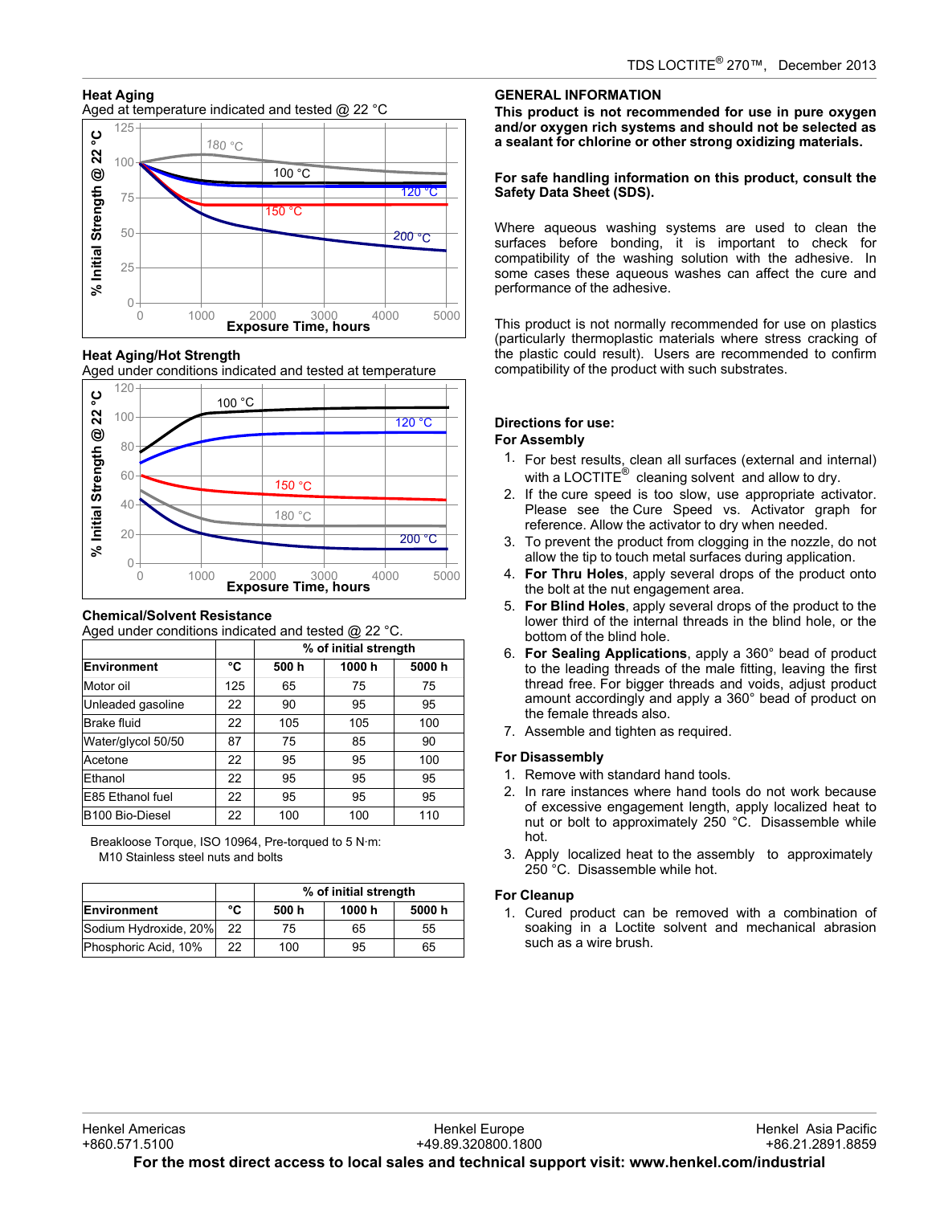### Heat Aging

Aged at temperature indicated and tested @ 22 °C

### Heat Aging/Hot Strength

Aged under conditions indicated and tested at temperature

### Chemical/Solvent Resistance

Aged under conditions indicated and tested @ 22 °C.

| | | % of initial strength | | |
|---|---|---|---|---|
| **Environment** | **°C** | **500 h** | **1000 h** | **5000 h** |
| Motor oil | 125 | 65 | 75 | 75 |
| Unleaded gasoline | 22 | 90 | 95 | 95 |
| Brake fluid | 22 | 105 | 105 | 100 |
| Water/glycol 50/50 | 87 | 75 | 85 | 90 |
| Acetone | 22 | 95 | 95 | 100 |
| Ethanol | 22 | 95 | 95 | 95 |
| E85 Ethanol fuel | 22 | 95 | 95 | 95 |
| B100 Bio-Diesel | 22 | 100 | 100 | 110 |

Breakloose Torque, ISO 10964, Pre-torqued to 5 N·m:
M10 Stainless steel nuts and bolts

| | | % of initial strength | | |
|---|---|---|---|---|
| **Environment** | **°C** | **500 h** | **1000 h** | **5000 h** |
| Sodium Hydroxide, 20% | 22 | 75 | 65 | 55 |
| Phosphoric Acid, 10% | 22 | 100 | 95 | 65 |

## GENERAL INFORMATION

**This product is not recommended for use in pure oxygen and/or oxygen rich systems and should not be selected as a sealant for chlorine or other strong oxidizing materials.**

**For safe handling information on this product, consult the Safety Data Sheet (SDS).**

Where aqueous washing systems are used to clean the surfaces before bonding, it is important to check for compatibility of the washing solution with the adhesive. In some cases these aqueous washes can affect the cure and performance of the adhesive.

This product is not normally recommended for use on plastics (particularly thermoplastic materials where stress cracking of the plastic could result). Users are recommended to confirm compatibility of the product with such substrates.

### Directions for use:

**For Assembly**

1. For best results, clean all surfaces (external and internal) with a LOCTITE® cleaning solvent and allow to dry.
2. If the cure speed is too slow, use appropriate activator. Please see the Cure Speed vs. Activator graph for reference. Allow the activator to dry when needed.
3. To prevent the product from clogging in the nozzle, do not allow the tip to touch metal surfaces during application.
4. **For Thru Holes**, apply several drops of the product onto the bolt at the nut engagement area.
5. **For Blind Holes**, apply several drops of the product to the lower third of the internal threads in the blind hole, or the bottom of the blind hole.
6. **For Sealing Applications**, apply a 360° bead of product to the leading threads of the male fitting, leaving the first thread free. For bigger threads and voids, adjust product amount accordingly and apply a 360° bead of product on the female threads also.
7. Assemble and tighten as required.

**For Disassembly**

1. Remove with standard hand tools.
2. In rare instances where hand tools do not work because of excessive engagement length, apply localized heat to nut or bolt to approximately 250 °C. Disassemble while hot.
3. Apply localized heat to the assembly to approximately 250 °C. Disassemble while hot.

**For Cleanup**

1. Cured product can be removed with a combination of soaking in a Loctite solvent and mechanical abrasion such as a wire brush.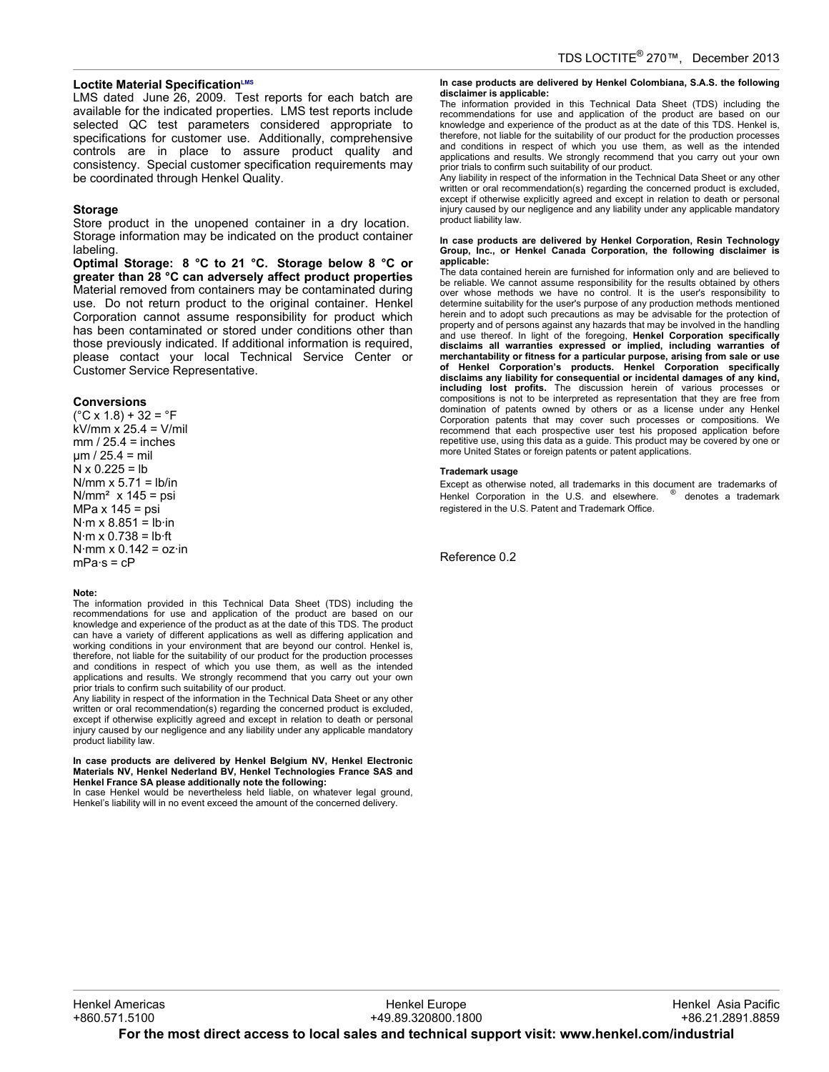### Loctite Material Specification[LMS]

LMS dated June 26, 2009. Test reports for each batch are available for the indicated properties. LMS test reports include selected QC test parameters considered appropriate to specifications for customer use. Additionally, comprehensive controls are in place to assure product quality and consistency. Special customer specification requirements may be coordinated through Henkel Quality.

### Storage

Store product in the unopened container in a dry location. Storage information may be indicated on the product container labeling.

**Optimal Storage: 8 °C to 21 °C. Storage below 8 °C or greater than 28 °C can adversely affect product properties**

Material removed from containers may be contaminated during use. Do not return product to the original container. Henkel Corporation cannot assume responsibility for product which has been contaminated or stored under conditions other than those previously indicated. If additional information is required, please contact your local Technical Service Center or Customer Service Representative.

### Conversions

(°C x 1.8) + 32 = °F
kV/mm x 25.4 = V/mil
mm / 25.4 = inches
µm / 25.4 = mil
N x 0.225 = lb
N/mm x 5.71 = lb/in
N/mm² x 145 = psi
MPa x 145 = psi
N·m x 8.851 = lb·in
N·m x 0.738 = lb·ft
N·mm x 0.142 = oz·in
mPa·s = cP

**Note:**
The information provided in this Technical Data Sheet (TDS) including the recommendations for use and application of the product are based on our knowledge and experience of the product as at the date of this TDS. The product can have a variety of different applications as well as differing application and working conditions in your environment that are beyond our control. Henkel is, therefore, not liable for the suitability of our product for the production processes and conditions in respect of which you use them, as well as the intended applications and results. We strongly recommend that you carry out your own prior trials to confirm such suitability of our product.
Any liability in respect of the information in the Technical Data Sheet or any other written or oral recommendation(s) regarding the concerned product is excluded, except if otherwise explicitly agreed and except in relation to death or personal injury caused by our negligence and any liability under any applicable mandatory product liability law.

**In case products are delivered by Henkel Belgium NV, Henkel Electronic Materials NV, Henkel Nederland BV, Henkel Technologies France SAS and Henkel France SA please additionally note the following:**
In case Henkel would be nevertheless held liable, on whatever legal ground, Henkel's liability will in no event exceed the amount of the concerned delivery.

**In case products are delivered by Henkel Colombiana, S.A.S. the following disclaimer is applicable:**
The information provided in this Technical Data Sheet (TDS) including the recommendations for use and application of the product are based on our knowledge and experience of the product as at the date of this TDS. Henkel is, therefore, not liable for the suitability of our product for the production processes and conditions in respect of which you use them, as well as the intended applications and results. We strongly recommend that you carry out your own prior trials to confirm such suitability of our product.
Any liability in respect of the information in the Technical Data Sheet or any other written or oral recommendation(s) regarding the concerned product is excluded, except if otherwise explicitly agreed and except in relation to death or personal injury caused by our negligence and any liability under any applicable mandatory product liability law.

**In case products are delivered by Henkel Corporation, Resin Technology Group, Inc., or Henkel Canada Corporation, the following disclaimer is applicable:**
The data contained herein are furnished for information only and are believed to be reliable. We cannot assume responsibility for the results obtained by others over whose methods we have no control. It is the user's responsibility to determine suitability for the user's purpose of any production methods mentioned herein and to adopt such precautions as may be advisable for the protection of property and of persons against any hazards that may be involved in the handling and use thereof. In light of the foregoing, **Henkel Corporation specifically disclaims all warranties expressed or implied, including warranties of merchantability or fitness for a particular purpose, arising from sale or use of Henkel Corporation's products. Henkel Corporation specifically disclaims any liability for consequential or incidental damages of any kind, including lost profits.** The discussion herein of various processes or compositions is not to be interpreted as representation that they are free from domination of patents owned by others or as a license under any Henkel Corporation patents that may cover such processes or compositions. We recommend that each prospective user test his proposed application before repetitive use, using this data as a guide. This product may be covered by one or more United States or foreign patents or patent applications.

**Trademark usage**
Except as otherwise noted, all trademarks in this document are trademarks of Henkel Corporation in the U.S. and elsewhere. ® denotes a trademark registered in the U.S. Patent and Trademark Office.

Reference 0.2